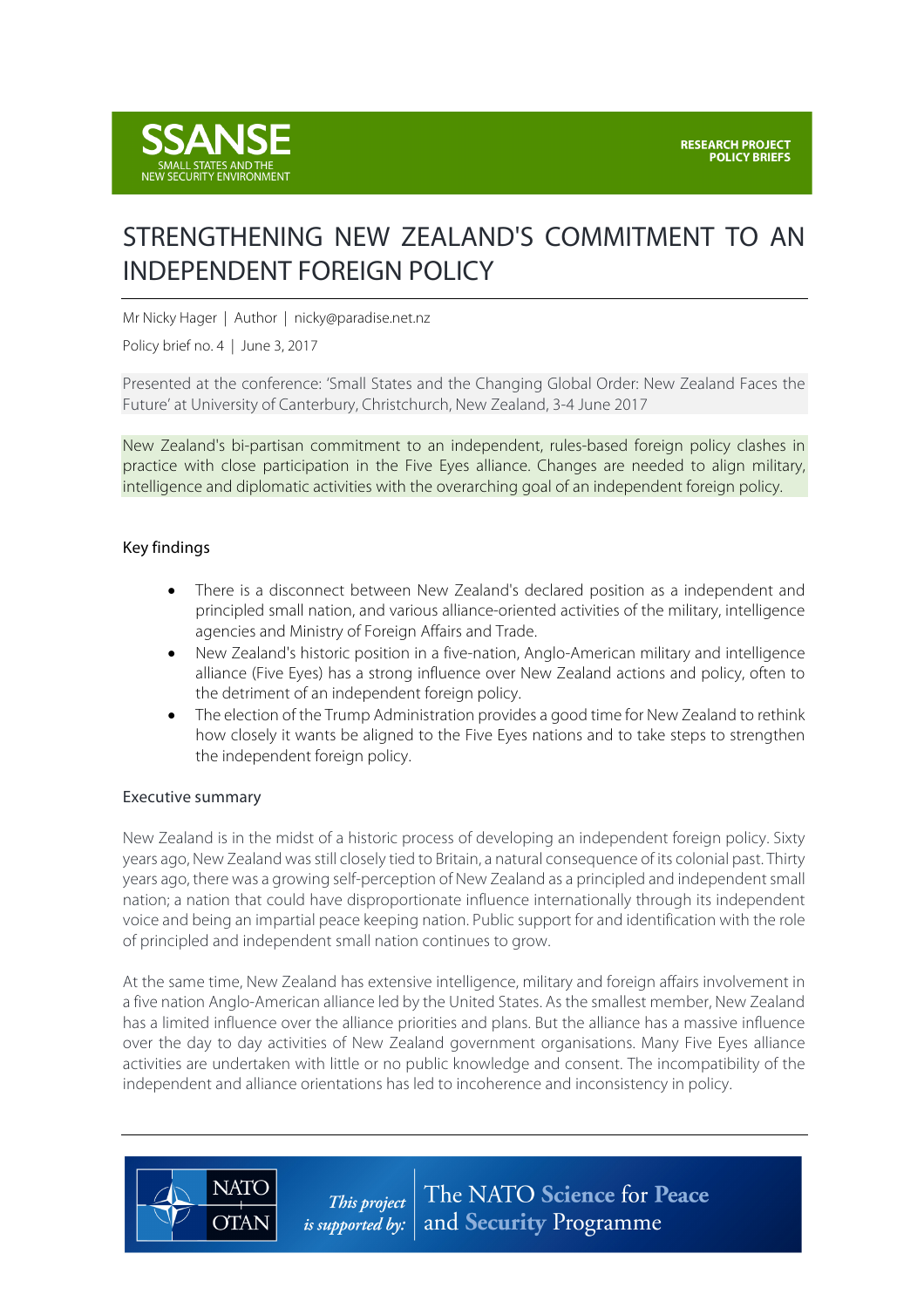SSANSE
SMALL STATES AND THE NEW SECURITY ENVIRONMENT

RESEARCH PROJECT POLICY BRIEFS

# STRENGTHENING NEW ZEALAND'S COMMITMENT TO AN INDEPENDENT FOREIGN POLICY

Mr Nicky Hager | Author | nicky@paradise.net.nz

Policy brief no. 4 | June 3, 2017

Presented at the conference: 'Small States and the Changing Global Order: New Zealand Faces the Future' at University of Canterbury, Christchurch, New Zealand, 3-4 June 2017

New Zealand's bi-partisan commitment to an independent, rules-based foreign policy clashes in practice with close participation in the Five Eyes alliance. Changes are needed to align military, intelligence and diplomatic activities with the overarching goal of an independent foreign policy.

## Key findings

- There is a disconnect between New Zealand's declared position as a independent and principled small nation, and various alliance-oriented activities of the military, intelligence agencies and Ministry of Foreign Affairs and Trade.
- New Zealand's historic position in a five-nation, Anglo-American military and intelligence alliance (Five Eyes) has a strong influence over New Zealand actions and policy, often to the detriment of an independent foreign policy.
- The election of the Trump Administration provides a good time for New Zealand to rethink how closely it wants be aligned to the Five Eyes nations and to take steps to strengthen the independent foreign policy.

## Executive summary

New Zealand is in the midst of a historic process of developing an independent foreign policy. Sixty years ago, New Zealand was still closely tied to Britain, a natural consequence of its colonial past. Thirty years ago, there was a growing self-perception of New Zealand as a principled and independent small nation; a nation that could have disproportionate influence internationally through its independent voice and being an impartial peace keeping nation. Public support for and identification with the role of principled and independent small nation continues to grow.

At the same time, New Zealand has extensive intelligence, military and foreign affairs involvement in a five nation Anglo-American alliance led by the United States. As the smallest member, New Zealand has a limited influence over the alliance priorities and plans. But the alliance has a massive influence over the day to day activities of New Zealand government organisations. Many Five Eyes alliance activities are undertaken with little or no public knowledge and consent. The incompatibility of the independent and alliance orientations has led to incoherence and inconsistency in policy.

NATO OTAN — This project is supported by: The NATO Science for Peace and Security Programme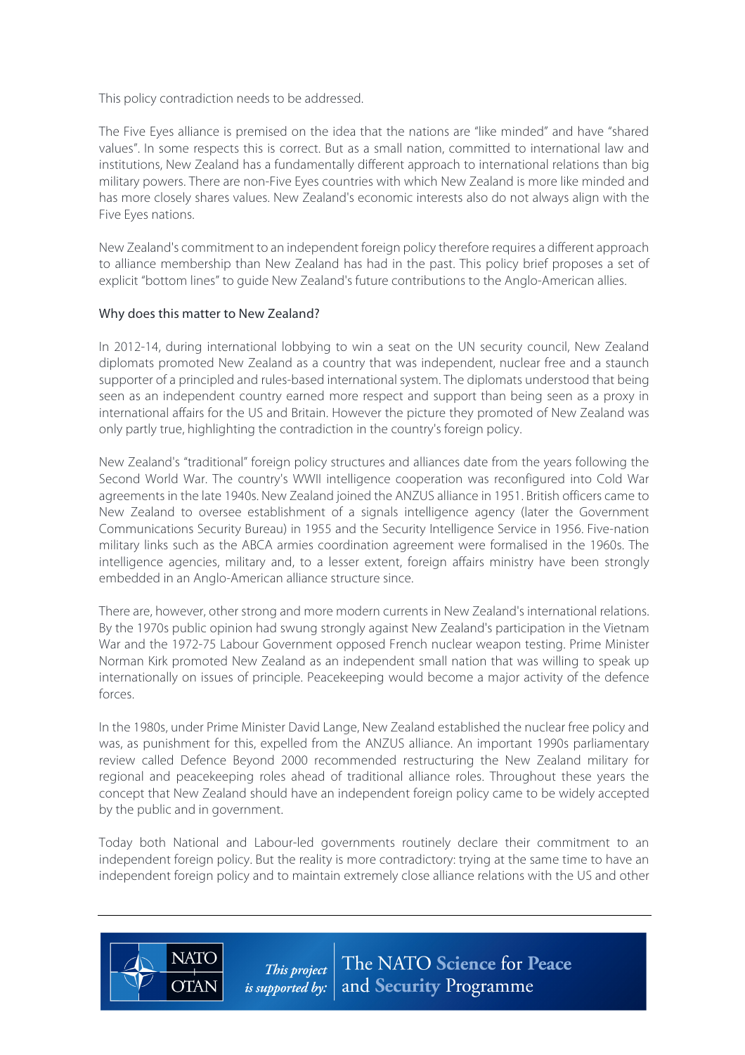This policy contradiction needs to be addressed.

The Five Eyes alliance is premised on the idea that the nations are "like minded" and have "shared values". In some respects this is correct. But as a small nation, committed to international law and institutions, New Zealand has a fundamentally different approach to international relations than big military powers. There are non-Five Eyes countries with which New Zealand is more like minded and has more closely shares values. New Zealand's economic interests also do not always align with the Five Eyes nations.

New Zealand's commitment to an independent foreign policy therefore requires a different approach to alliance membership than New Zealand has had in the past. This policy brief proposes a set of explicit "bottom lines" to guide New Zealand's future contributions to the Anglo-American allies.

## Why does this matter to New Zealand?

In 2012-14, during international lobbying to win a seat on the UN security council, New Zealand diplomats promoted New Zealand as a country that was independent, nuclear free and a staunch supporter of a principled and rules-based international system. The diplomats understood that being seen as an independent country earned more respect and support than being seen as a proxy in international affairs for the US and Britain. However the picture they promoted of New Zealand was only partly true, highlighting the contradiction in the country's foreign policy.

New Zealand's "traditional" foreign policy structures and alliances date from the years following the Second World War. The country's WWII intelligence cooperation was reconfigured into Cold War agreements in the late 1940s. New Zealand joined the ANZUS alliance in 1951. British officers came to New Zealand to oversee establishment of a signals intelligence agency (later the Government Communications Security Bureau) in 1955 and the Security Intelligence Service in 1956. Five-nation military links such as the ABCA armies coordination agreement were formalised in the 1960s. The intelligence agencies, military and, to a lesser extent, foreign affairs ministry have been strongly embedded in an Anglo-American alliance structure since.

There are, however, other strong and more modern currents in New Zealand's international relations. By the 1970s public opinion had swung strongly against New Zealand's participation in the Vietnam War and the 1972-75 Labour Government opposed French nuclear weapon testing. Prime Minister Norman Kirk promoted New Zealand as an independent small nation that was willing to speak up internationally on issues of principle. Peacekeeping would become a major activity of the defence forces.

In the 1980s, under Prime Minister David Lange, New Zealand established the nuclear free policy and was, as punishment for this, expelled from the ANZUS alliance. An important 1990s parliamentary review called Defence Beyond 2000 recommended restructuring the New Zealand military for regional and peacekeeping roles ahead of traditional alliance roles. Throughout these years the concept that New Zealand should have an independent foreign policy came to be widely accepted by the public and in government.

Today both National and Labour-led governments routinely declare their commitment to an independent foreign policy. But the reality is more contradictory: trying at the same time to have an independent foreign policy and to maintain extremely close alliance relations with the US and other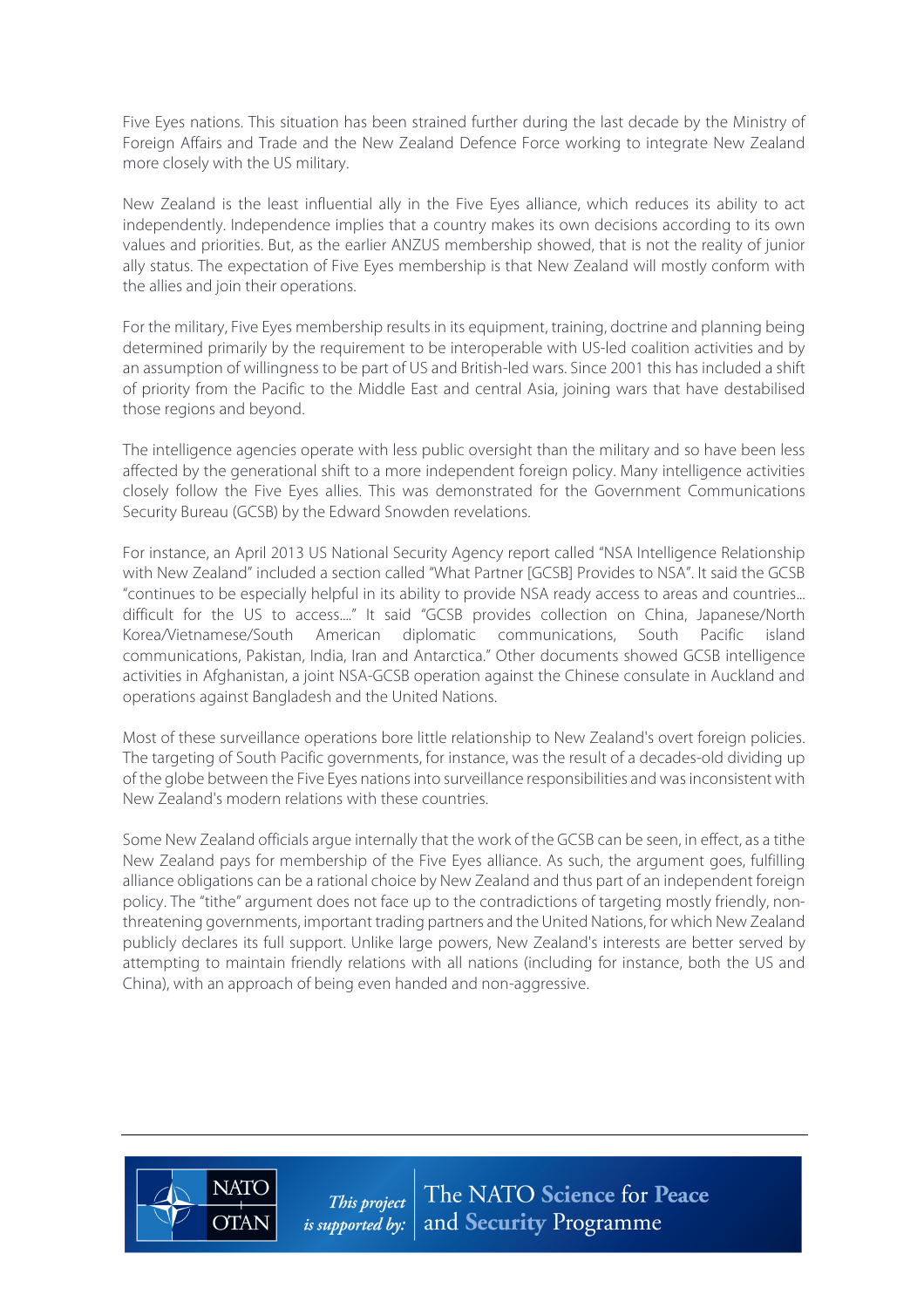Five Eyes nations. This situation has been strained further during the last decade by the Ministry of Foreign Affairs and Trade and the New Zealand Defence Force working to integrate New Zealand more closely with the US military.

New Zealand is the least influential ally in the Five Eyes alliance, which reduces its ability to act independently. Independence implies that a country makes its own decisions according to its own values and priorities. But, as the earlier ANZUS membership showed, that is not the reality of junior ally status. The expectation of Five Eyes membership is that New Zealand will mostly conform with the allies and join their operations.

For the military, Five Eyes membership results in its equipment, training, doctrine and planning being determined primarily by the requirement to be interoperable with US-led coalition activities and by an assumption of willingness to be part of US and British-led wars. Since 2001 this has included a shift of priority from the Pacific to the Middle East and central Asia, joining wars that have destabilised those regions and beyond.

The intelligence agencies operate with less public oversight than the military and so have been less affected by the generational shift to a more independent foreign policy. Many intelligence activities closely follow the Five Eyes allies. This was demonstrated for the Government Communications Security Bureau (GCSB) by the Edward Snowden revelations.

For instance, an April 2013 US National Security Agency report called "NSA Intelligence Relationship with New Zealand" included a section called "What Partner [GCSB] Provides to NSA". It said the GCSB "continues to be especially helpful in its ability to provide NSA ready access to areas and countries... difficult for the US to access...." It said "GCSB provides collection on China, Japanese/North Korea/Vietnamese/South American diplomatic communications, South Pacific island communications, Pakistan, India, Iran and Antarctica." Other documents showed GCSB intelligence activities in Afghanistan, a joint NSA-GCSB operation against the Chinese consulate in Auckland and operations against Bangladesh and the United Nations.

Most of these surveillance operations bore little relationship to New Zealand's overt foreign policies. The targeting of South Pacific governments, for instance, was the result of a decades-old dividing up of the globe between the Five Eyes nations into surveillance responsibilities and was inconsistent with New Zealand's modern relations with these countries.

Some New Zealand officials argue internally that the work of the GCSB can be seen, in effect, as a tithe New Zealand pays for membership of the Five Eyes alliance. As such, the argument goes, fulfilling alliance obligations can be a rational choice by New Zealand and thus part of an independent foreign policy. The "tithe" argument does not face up to the contradictions of targeting mostly friendly, non-threatening governments, important trading partners and the United Nations, for which New Zealand publicly declares its full support. Unlike large powers, New Zealand's interests are better served by attempting to maintain friendly relations with all nations (including for instance, both the US and China), with an approach of being even handed and non-aggressive.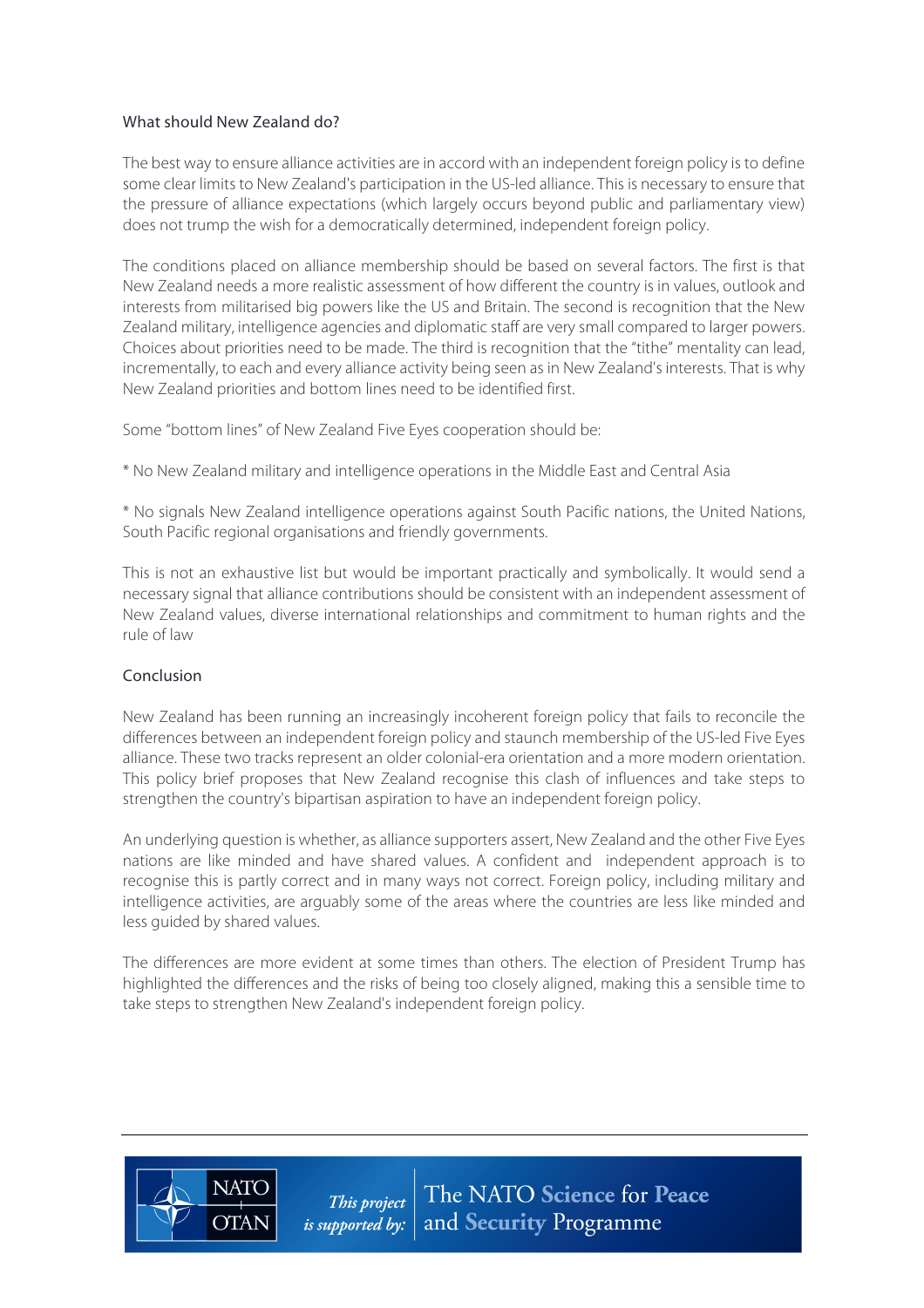## What should New Zealand do?

The best way to ensure alliance activities are in accord with an independent foreign policy is to define some clear limits to New Zealand's participation in the US-led alliance. This is necessary to ensure that the pressure of alliance expectations (which largely occurs beyond public and parliamentary view) does not trump the wish for a democratically determined, independent foreign policy.

The conditions placed on alliance membership should be based on several factors. The first is that New Zealand needs a more realistic assessment of how different the country is in values, outlook and interests from militarised big powers like the US and Britain. The second is recognition that the New Zealand military, intelligence agencies and diplomatic staff are very small compared to larger powers. Choices about priorities need to be made. The third is recognition that the "tithe" mentality can lead, incrementally, to each and every alliance activity being seen as in New Zealand's interests. That is why New Zealand priorities and bottom lines need to be identified first.

Some "bottom lines" of New Zealand Five Eyes cooperation should be:

* No New Zealand military and intelligence operations in the Middle East and Central Asia

* No signals New Zealand intelligence operations against South Pacific nations, the United Nations, South Pacific regional organisations and friendly governments.

This is not an exhaustive list but would be important practically and symbolically. It would send a necessary signal that alliance contributions should be consistent with an independent assessment of New Zealand values, diverse international relationships and commitment to human rights and the rule of law

## Conclusion

New Zealand has been running an increasingly incoherent foreign policy that fails to reconcile the differences between an independent foreign policy and staunch membership of the US-led Five Eyes alliance. These two tracks represent an older colonial-era orientation and a more modern orientation. This policy brief proposes that New Zealand recognise this clash of influences and take steps to strengthen the country's bipartisan aspiration to have an independent foreign policy.

An underlying question is whether, as alliance supporters assert, New Zealand and the other Five Eyes nations are like minded and have shared values. A confident and independent approach is to recognise this is partly correct and in many ways not correct. Foreign policy, including military and intelligence activities, are arguably some of the areas where the countries are less like minded and less guided by shared values.

The differences are more evident at some times than others. The election of President Trump has highlighted the differences and the risks of being too closely aligned, making this a sensible time to take steps to strengthen New Zealand's independent foreign policy.

NATO OTAN *This project is supported by:* The NATO Science for Peace and Security Programme